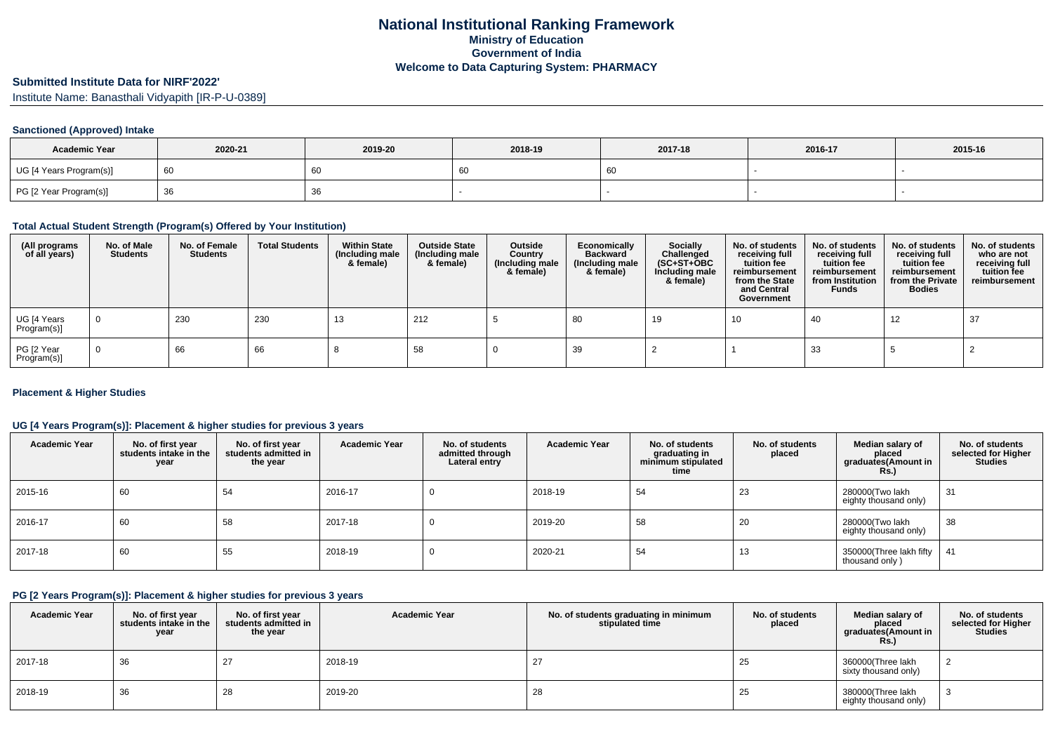# National Institutional Ranking Framework
## Ministry of Education
## Government of India
## Welcome to Data Capturing System: PHARMACY

### Submitted Institute Data for NIRF'2022'

Institute Name: Banasthali Vidyapith [IR-P-U-0389]

#### Sanctioned (Approved) Intake

| Academic Year | 2020-21 | 2019-20 | 2018-19 | 2017-18 | 2016-17 | 2015-16 |
|---|---|---|---|---|---|---|
| UG [4 Years Program(s)] | 60 | 60 | 60 | 60 | - | - |
| PG [2 Year Program(s)] | 36 | 36 | - | - | - | - |

#### Total Actual Student Strength (Program(s) Offered by Your Institution)

| (All programs of all years) | No. of Male Students | No. of Female Students | Total Students | Within State (Including male & female) | Outside State (Including male & female) | Outside Country (Including male & female) | Economically Backward (Including male & female) | Socially Challenged (SC+ST+OBC Including male & female) | No. of students receiving full tuition fee reimbursement from the State and Central Government | No. of students receiving full tuition fee reimbursement from Institution Funds | No. of students receiving full tuition fee reimbursement from the Private Bodies | No. of students who are not receiving full tuition fee reimbursement |
|---|---|---|---|---|---|---|---|---|---|---|---|---|
| UG [4 Years Program(s)] | 0 | 230 | 230 | 13 | 212 | 5 | 80 | 19 | 10 | 40 | 12 | 37 |
| PG [2 Year Program(s)] | 0 | 66 | 66 | 8 | 58 | 0 | 39 | 2 | 1 | 33 | 5 | 2 |

#### Placement & Higher Studies

#### UG [4 Years Program(s)]: Placement & higher studies for previous 3 years

| Academic Year | No. of first year students intake in the year | No. of first year students admitted in the year | Academic Year | No. of students admitted through Lateral entry | Academic Year | No. of students graduating in minimum stipulated time | No. of students placed | Median salary of placed graduates(Amount in Rs.) | No. of students selected for Higher Studies |
|---|---|---|---|---|---|---|---|---|---|
| 2015-16 | 60 | 54 | 2016-17 | 0 | 2018-19 | 54 | 23 | 280000(Two lakh eighty thousand only) | 31 |
| 2016-17 | 60 | 58 | 2017-18 | 0 | 2019-20 | 58 | 20 | 280000(Two lakh eighty thousand only) | 38 |
| 2017-18 | 60 | 55 | 2018-19 | 0 | 2020-21 | 54 | 13 | 350000(Three lakh fifty thousand only ) | 41 |

#### PG [2 Years Program(s)]: Placement & higher studies for previous 3 years

| Academic Year | No. of first year students intake in the year | No. of first year students admitted in the year | Academic Year | No. of students graduating in minimum stipulated time | No. of students placed | Median salary of placed graduates(Amount in Rs.) | No. of students selected for Higher Studies |
|---|---|---|---|---|---|---|---|
| 2017-18 | 36 | 27 | 2018-19 | 27 | 25 | 360000(Three lakh sixty thousand only) | 2 |
| 2018-19 | 36 | 28 | 2019-20 | 28 | 25 | 380000(Three lakh eighty thousand only) | 3 |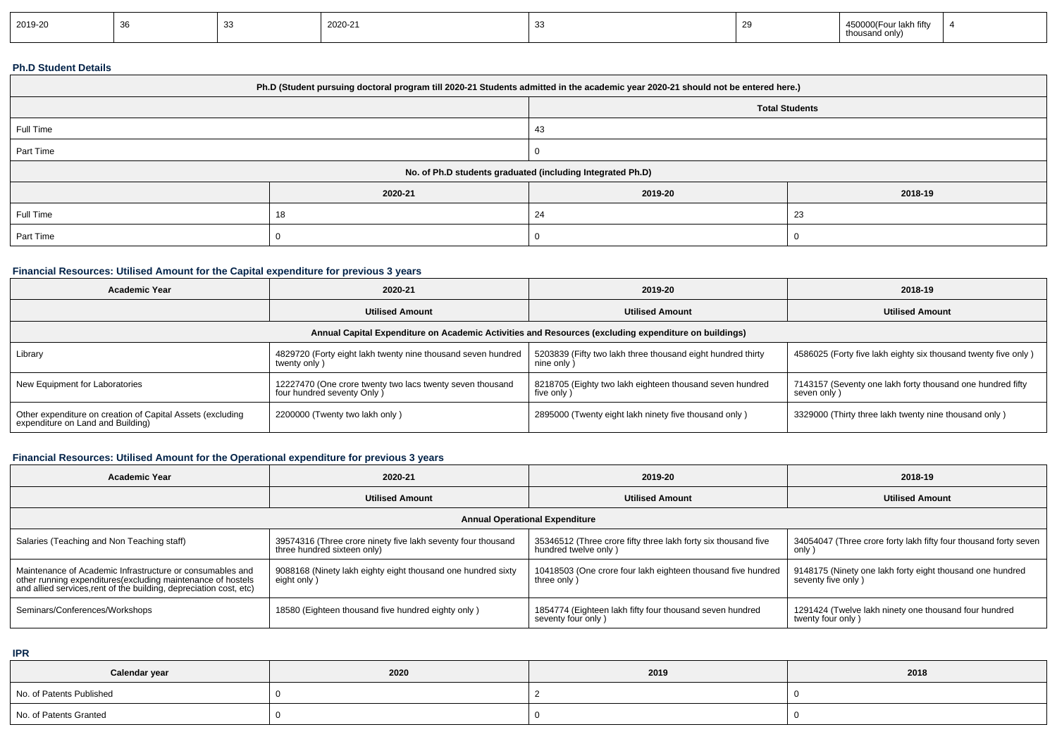| 2019-20 | 36 | 33 | 2020-21 | 33 | 29 | 450000(Four lakh fifty thousand only) | 4 |
|---|---|---|---|---|---|---|---|

### Ph.D Student Details

| Ph.D (Student pursuing doctoral program till 2020-21 Students admitted in the academic year 2020-21 should not be entered here.) | | |
|---|---|---|
| | Total Students | |
| Full Time | 43 | |
| Part Time | 0 | |
| No. of Ph.D students graduated (including Integrated Ph.D) | | |
| | 2020-21 | 2019-20 | 2018-19 |
| Full Time | 18 | 24 | 23 |
| Part Time | 0 | 0 | 0 |

### Financial Resources: Utilised Amount for the Capital expenditure for previous 3 years

| Academic Year | 2020-21 | 2019-20 | 2018-19 |
|---|---|---|---|
| | Utilised Amount | Utilised Amount | Utilised Amount |
| Annual Capital Expenditure on Academic Activities and Resources (excluding expenditure on buildings) | | | |
| Library | 4829720 (Forty eight lakh twenty nine thousand seven hundred twenty only ) | 5203839 (Fifty two lakh three thousand eight hundred thirty nine only ) | 4586025 (Forty five lakh eighty six thousand twenty five only ) |
| New Equipment for Laboratories | 12227470 (One crore twenty two lacs twenty seven thousand four hundred seventy Only ) | 8218705 (Eighty two lakh eighteen thousand seven hundred five only ) | 7143157 (Seventy one lakh forty thousand one hundred fifty seven only ) |
| Other expenditure on creation of Capital Assets (excluding expenditure on Land and Building) | 2200000 (Twenty two lakh only ) | 2895000 (Twenty eight lakh ninety five thousand only ) | 3329000 (Thirty three lakh twenty nine thousand only ) |

### Financial Resources: Utilised Amount for the Operational expenditure for previous 3 years

| Academic Year | 2020-21 | 2019-20 | 2018-19 |
|---|---|---|---|
| | Utilised Amount | Utilised Amount | Utilised Amount |
| Annual Operational Expenditure | | | |
| Salaries (Teaching and Non Teaching staff) | 39574316 (Three crore ninety five lakh seventy four thousand three hundred sixteen only) | 35346512 (Three crore fifty three lakh forty six thousand five hundred twelve only ) | 34054047 (Three crore forty lakh fifty four thousand forty seven only ) |
| Maintenance of Academic Infrastructure or consumables and other running expenditures(excluding maintenance of hostels and allied services,rent of the building, depreciation cost, etc) | 9088168 (Ninety lakh eighty eight thousand one hundred sixty eight only ) | 10418503 (One crore four lakh eighteen thousand five hundred three only ) | 9148175 (Ninety one lakh forty eight thousand one hundred seventy five only ) |
| Seminars/Conferences/Workshops | 18580 (Eighteen thousand five hundred eighty only ) | 1854774 (Eighteen lakh fifty four thousand seven hundred seventy four only ) | 1291424 (Twelve lakh ninety one thousand four hundred twenty four only ) |

### IPR

| Calendar year | 2020 | 2019 | 2018 |
|---|---|---|---|
| No. of Patents Published | 0 | 2 | 0 |
| No. of Patents Granted | 0 | 0 | 0 |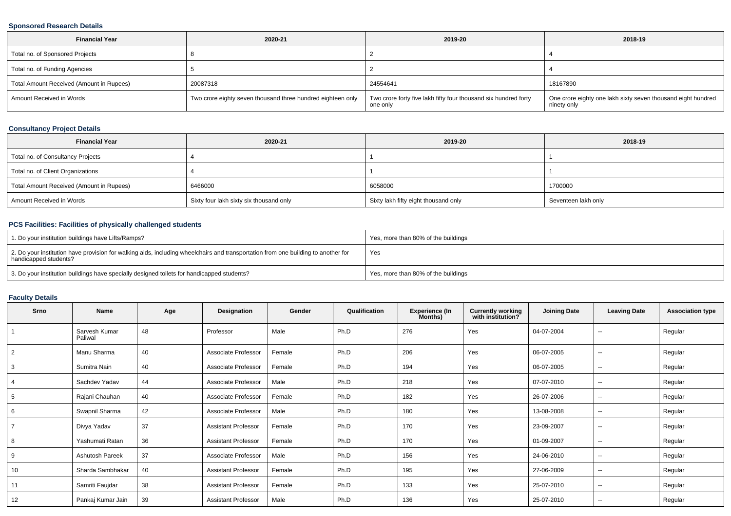### Sponsored Research Details

| Financial Year | 2020-21 | 2019-20 | 2018-19 |
|---|---|---|---|
| Total no. of Sponsored Projects | 8 | 2 | 4 |
| Total no. of Funding Agencies | 5 | 2 | 4 |
| Total Amount Received (Amount in Rupees) | 20087318 | 24554641 | 18167890 |
| Amount Received in Words | Two crore eighty seven thousand three hundred eighteen only | Two crore forty five lakh fifty four thousand six hundred forty one only | One crore eighty one lakh sixty seven thousand eight hundred ninety only |

### Consultancy Project Details

| Financial Year | 2020-21 | 2019-20 | 2018-19 |
|---|---|---|---|
| Total no. of Consultancy Projects | 4 | 1 | 1 |
| Total no. of Client Organizations | 4 | 1 | 1 |
| Total Amount Received (Amount in Rupees) | 6466000 | 6058000 | 1700000 |
| Amount Received in Words | Sixty four lakh sixty six thousand only | Sixty lakh fifty eight thousand only | Seventeen lakh only |

### PCS Facilities: Facilities of physically challenged students

| | |
|---|---|
| 1. Do your institution buildings have Lifts/Ramps? | Yes, more than 80% of the buildings |
| 2. Do your institution have provision for walking aids, including wheelchairs and transportation from one building to another for handicapped students? | Yes |
| 3. Do your institution buildings have specially designed toilets for handicapped students? | Yes, more than 80% of the buildings |

### Faculty Details

| Srno | Name | Age | Designation | Gender | Qualification | Experience (In Months) | Currently working with institution? | Joining Date | Leaving Date | Association type |
|---|---|---|---|---|---|---|---|---|---|---|
| 1 | Sarvesh Kumar Paliwal | 48 | Professor | Male | Ph.D | 276 | Yes | 04-07-2004 | -- | Regular |
| 2 | Manu Sharma | 40 | Associate Professor | Female | Ph.D | 206 | Yes | 06-07-2005 | -- | Regular |
| 3 | Sumitra Nain | 40 | Associate Professor | Female | Ph.D | 194 | Yes | 06-07-2005 | -- | Regular |
| 4 | Sachdev Yadav | 44 | Associate Professor | Male | Ph.D | 218 | Yes | 07-07-2010 | -- | Regular |
| 5 | Rajani Chauhan | 40 | Associate Professor | Female | Ph.D | 182 | Yes | 26-07-2006 | -- | Regular |
| 6 | Swapnil Sharma | 42 | Associate Professor | Male | Ph.D | 180 | Yes | 13-08-2008 | -- | Regular |
| 7 | Divya Yadav | 37 | Assistant Professor | Female | Ph.D | 170 | Yes | 23-09-2007 | -- | Regular |
| 8 | Yashumati Ratan | 36 | Assistant Professor | Female | Ph.D | 170 | Yes | 01-09-2007 | -- | Regular |
| 9 | Ashutosh Pareek | 37 | Associate Professor | Male | Ph.D | 156 | Yes | 24-06-2010 | -- | Regular |
| 10 | Sharda Sambhakar | 40 | Assistant Professor | Female | Ph.D | 195 | Yes | 27-06-2009 | -- | Regular |
| 11 | Samriti Faujdar | 38 | Assistant Professor | Female | Ph.D | 133 | Yes | 25-07-2010 | -- | Regular |
| 12 | Pankaj Kumar Jain | 39 | Assistant Professor | Male | Ph.D | 136 | Yes | 25-07-2010 | -- | Regular |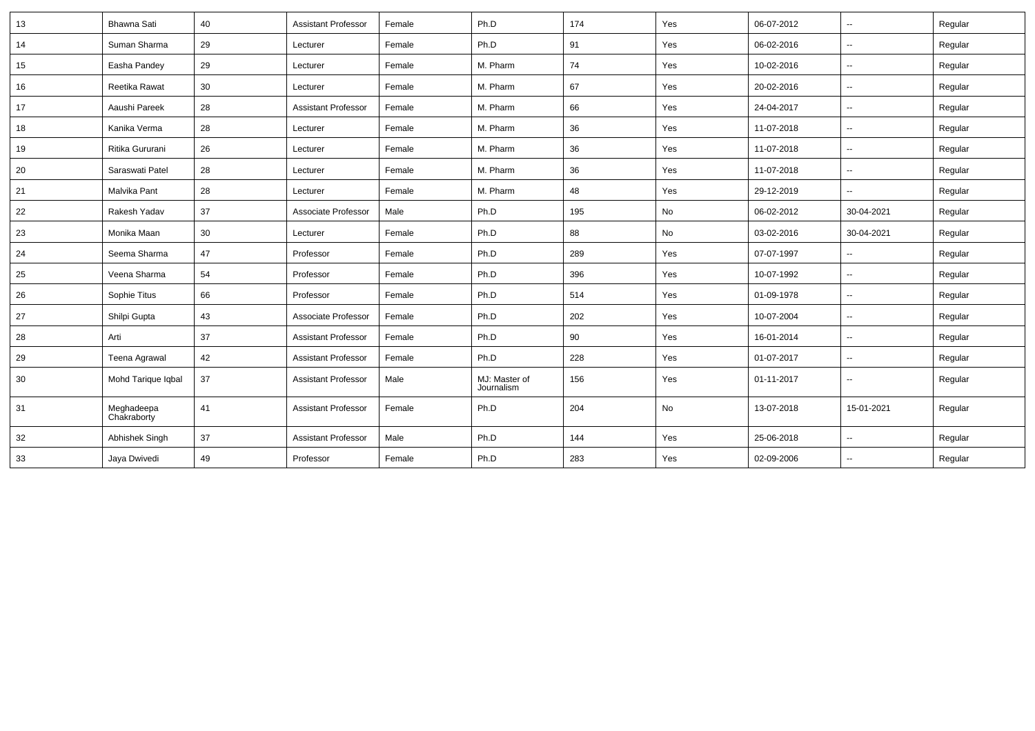| | | | | | | | | | | |
|---|---|---|---|---|---|---|---|---|---|---|
| 13 | Bhawna Sati | 40 | Assistant Professor | Female | Ph.D | 174 | Yes | 06-07-2012 | -- | Regular |
| 14 | Suman Sharma | 29 | Lecturer | Female | Ph.D | 91 | Yes | 06-02-2016 | -- | Regular |
| 15 | Easha Pandey | 29 | Lecturer | Female | M. Pharm | 74 | Yes | 10-02-2016 | -- | Regular |
| 16 | Reetika Rawat | 30 | Lecturer | Female | M. Pharm | 67 | Yes | 20-02-2016 | -- | Regular |
| 17 | Aaushi Pareek | 28 | Assistant Professor | Female | M. Pharm | 66 | Yes | 24-04-2017 | -- | Regular |
| 18 | Kanika Verma | 28 | Lecturer | Female | M. Pharm | 36 | Yes | 11-07-2018 | -- | Regular |
| 19 | Ritika Gururani | 26 | Lecturer | Female | M. Pharm | 36 | Yes | 11-07-2018 | -- | Regular |
| 20 | Saraswati Patel | 28 | Lecturer | Female | M. Pharm | 36 | Yes | 11-07-2018 | -- | Regular |
| 21 | Malvika Pant | 28 | Lecturer | Female | M. Pharm | 48 | Yes | 29-12-2019 | -- | Regular |
| 22 | Rakesh Yadav | 37 | Associate Professor | Male | Ph.D | 195 | No | 06-02-2012 | 30-04-2021 | Regular |
| 23 | Monika Maan | 30 | Lecturer | Female | Ph.D | 88 | No | 03-02-2016 | 30-04-2021 | Regular |
| 24 | Seema Sharma | 47 | Professor | Female | Ph.D | 289 | Yes | 07-07-1997 | -- | Regular |
| 25 | Veena Sharma | 54 | Professor | Female | Ph.D | 396 | Yes | 10-07-1992 | -- | Regular |
| 26 | Sophie Titus | 66 | Professor | Female | Ph.D | 514 | Yes | 01-09-1978 | -- | Regular |
| 27 | Shilpi Gupta | 43 | Associate Professor | Female | Ph.D | 202 | Yes | 10-07-2004 | -- | Regular |
| 28 | Arti | 37 | Assistant Professor | Female | Ph.D | 90 | Yes | 16-01-2014 | -- | Regular |
| 29 | Teena Agrawal | 42 | Assistant Professor | Female | Ph.D | 228 | Yes | 01-07-2017 | -- | Regular |
| 30 | Mohd Tarique Iqbal | 37 | Assistant Professor | Male | MJ: Master of Journalism | 156 | Yes | 01-11-2017 | -- | Regular |
| 31 | Meghadeepa Chakraborty | 41 | Assistant Professor | Female | Ph.D | 204 | No | 13-07-2018 | 15-01-2021 | Regular |
| 32 | Abhishek Singh | 37 | Assistant Professor | Male | Ph.D | 144 | Yes | 25-06-2018 | -- | Regular |
| 33 | Jaya Dwivedi | 49 | Professor | Female | Ph.D | 283 | Yes | 02-09-2006 | -- | Regular |